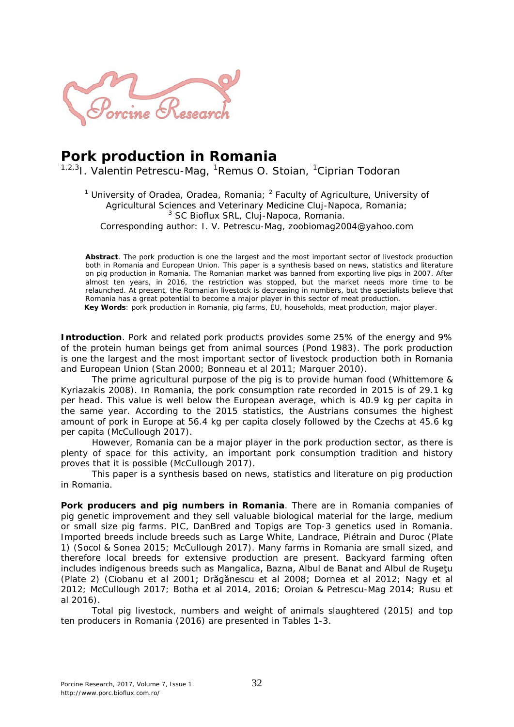# Pork production in Romania

[1,2,3]I. Valentin Petrescu-Mag, [1]Remus O. Stoian, [1]Ciprian Todoran

[1] University of Oradea, Oradea, Romania; [2] Faculty of Agriculture, University of Agricultural Sciences and Veterinary Medicine Cluj-Napoca, Romania; [3] SC Bioflux SRL, Cluj-Napoca, Romania.
Corresponding author: I. V. Petrescu-Mag, zoobiomag2004@yahoo.com

**Abstract**. The pork production is one the largest and the most important sector of livestock production both in Romania and European Union. This paper is a synthesis based on news, statistics and literature on pig production in Romania. The Romanian market was banned from exporting live pigs in 2007. After almost ten years, in 2016, the restriction was stopped, but the market needs more time to be relaunched. At present, the Romanian livestock is decreasing in numbers, but the specialists believe that Romania has a great potential to become a major player in this sector of meat production.
**Key Words**: pork production in Romania, pig farms, EU, households, meat production, major player.

**Introduction**. Pork and related pork products provides some 25% of the energy and 9% of the protein human beings get from animal sources (Pond 1983). The pork production is one the largest and the most important sector of livestock production both in Romania and European Union (Stan 2000; Bonneau et al 2011; Marquer 2010).

The prime agricultural purpose of the pig is to provide human food (Whittemore & Kyriazakis 2008). In Romania, the pork consumption rate recorded in 2015 is of 29.1 kg per head. This value is well below the European average, which is 40.9 kg per capita in the same year. According to the 2015 statistics, the Austrians consumes the highest amount of pork in Europe at 56.4 kg per capita closely followed by the Czechs at 45.6 kg per capita (McCullough 2017).

However, Romania can be a major player in the pork production sector, as there is plenty of space for this activity, an important pork consumption tradition and history proves that it is possible (McCullough 2017).

This paper is a synthesis based on news, statistics and literature on pig production in Romania.

**Pork producers and pig numbers in Romania**. There are in Romania companies of pig genetic improvement and they sell valuable biological material for the large, medium or small size pig farms. PIC, DanBred and Topigs are Top-3 genetics used in Romania. Imported breeds include breeds such as Large White, Landrace, Piétrain and Duroc (Plate 1) (Socol & Sonea 2015; McCullough 2017). Many farms in Romania are small sized, and therefore local breeds for extensive production are present. Backyard farming often includes indigenous breeds such as Mangalica, Bazna, Albul de Banat and Albul de Ruşeţu (Plate 2) (Ciobanu et al 2001; Drăgănescu et al 2008; Dornea et al 2012; Nagy et al 2012; McCullough 2017; Botha et al 2014, 2016; Oroian & Petrescu-Mag 2014; Rusu et al 2016).

Total pig livestock, numbers and weight of animals slaughtered (2015) and top ten producers in Romania (2016) are presented in Tables 1-3.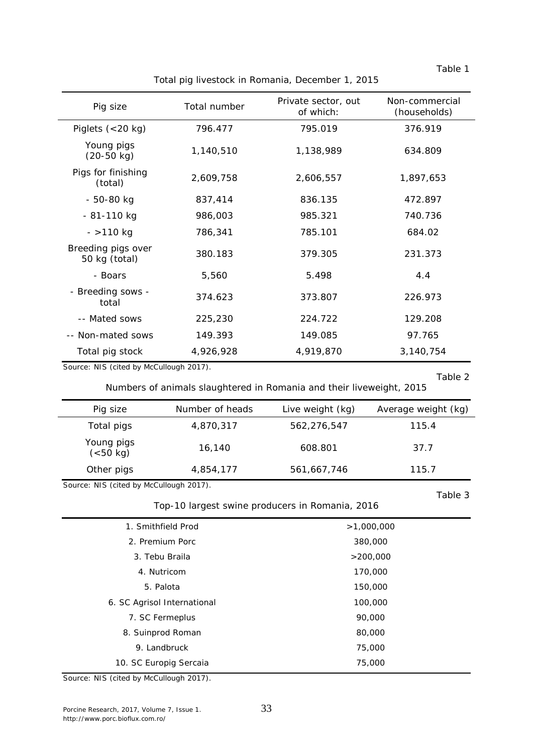Table 1

Total pig livestock in Romania, December 1, 2015

| Pig size | Total number | Private sector, out of which: | Non-commercial (households) |
|---|---|---|---|
| Piglets (<20 kg) | 796.477 | 795.019 | 376.919 |
| Young pigs (20-50 kg) | 1,140,510 | 1,138,989 | 634.809 |
| Pigs for finishing (total) | 2,609,758 | 2,606,557 | 1,897,653 |
| - 50-80 kg | 837,414 | 836.135 | 472.897 |
| - 81-110 kg | 986,003 | 985.321 | 740.736 |
| - >110 kg | 786,341 | 785.101 | 684.02 |
| Breeding pigs over 50 kg (total) | 380.183 | 379.305 | 231.373 |
| - Boars | 5,560 | 5.498 | 4.4 |
| - Breeding sows - total | 374.623 | 373.807 | 226.973 |
| -- Mated sows | 225,230 | 224.722 | 129.208 |
| -- Non-mated sows | 149.393 | 149.085 | 97.765 |
| Total pig stock | 4,926,928 | 4,919,870 | 3,140,754 |

Source: NIS (cited by McCullough 2017).

Table 2

Numbers of animals slaughtered in Romania and their liveweight, 2015

| Pig size | Number of heads | Live weight (kg) | Average weight (kg) |
|---|---|---|---|
| Total pigs | 4,870,317 | 562,276,547 | 115.4 |
| Young pigs (<50 kg) | 16,140 | 608.801 | 37.7 |
| Other pigs | 4,854,177 | 561,667,746 | 115.7 |

Source: NIS (cited by McCullough 2017).

Table 3

Top-10 largest swine producers in Romania, 2016

| Producer | Number |
|---|---|
| 1. Smithfield Prod | >1,000,000 |
| 2. Premium Porc | 380,000 |
| 3. Tebu Braila | >200,000 |
| 4. Nutricom | 170,000 |
| 5. Palota | 150,000 |
| 6. SC Agrisol International | 100,000 |
| 7. SC Fermeplus | 90,000 |
| 8. Suinprod Roman | 80,000 |
| 9. Landbruck | 75,000 |
| 10. SC Europig Sercaia | 75,000 |

Source: NIS (cited by McCullough 2017).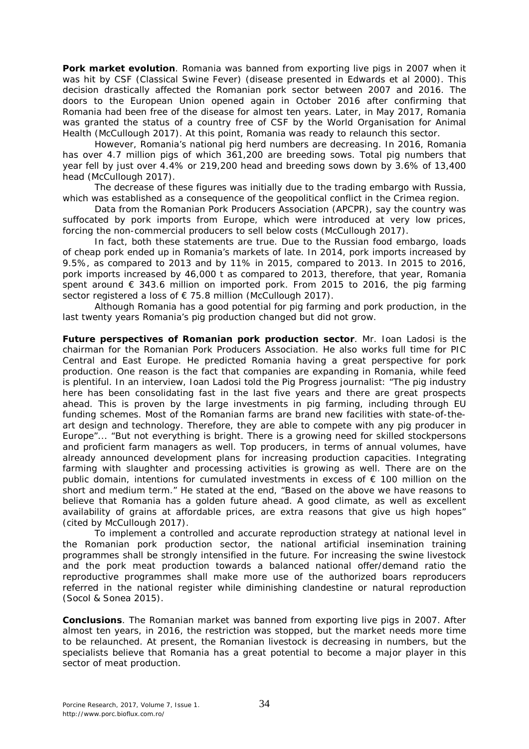**Pork market evolution**. Romania was banned from exporting live pigs in 2007 when it was hit by CSF (Classical Swine Fever) (disease presented in Edwards et al 2000). This decision drastically affected the Romanian pork sector between 2007 and 2016. The doors to the European Union opened again in October 2016 after confirming that Romania had been free of the disease for almost ten years. Later, in May 2017, Romania was granted the status of a country free of CSF by the World Organisation for Animal Health (McCullough 2017). At this point, Romania was ready to relaunch this sector.

However, Romania's national pig herd numbers are decreasing. In 2016, Romania has over 4.7 million pigs of which 361,200 are breeding sows. Total pig numbers that year fell by just over 4.4% or 219,200 head and breeding sows down by 3.6% of 13,400 head (McCullough 2017).

The decrease of these figures was initially due to the trading embargo with Russia, which was established as a consequence of the geopolitical conflict in the Crimea region.

Data from the Romanian Pork Producers Association (APCPR), say the country was suffocated by pork imports from Europe, which were introduced at very low prices, forcing the non-commercial producers to sell below costs (McCullough 2017).

In fact, both these statements are true. Due to the Russian food embargo, loads of cheap pork ended up in Romania's markets of late. In 2014, pork imports increased by 9.5%, as compared to 2013 and by 11% in 2015, compared to 2013. In 2015 to 2016, pork imports increased by 46,000 t as compared to 2013, therefore, that year, Romania spent around € 343.6 million on imported pork. From 2015 to 2016, the pig farming sector registered a loss of € 75.8 million (McCullough 2017).

Although Romania has a good potential for pig farming and pork production, in the last twenty years Romania's pig production changed but did not grow.

**Future perspectives of Romanian pork production sector**. Mr. Ioan Ladosi is the chairman for the Romanian Pork Producers Association. He also works full time for PIC Central and East Europe. He predicted Romania having a great perspective for pork production. One reason is the fact that companies are expanding in Romania, while feed is plentiful. In an interview, Ioan Ladosi told the Pig Progress journalist: "The pig industry here has been consolidating fast in the last five years and there are great prospects ahead. This is proven by the large investments in pig farming, including through EU funding schemes. Most of the Romanian farms are brand new facilities with state-of-the-art design and technology. Therefore, they are able to compete with any pig producer in Europe"... "But not everything is bright. There is a growing need for skilled stockpersons and proficient farm managers as well. Top producers, in terms of annual volumes, have already announced development plans for increasing production capacities. Integrating farming with slaughter and processing activities is growing as well. There are on the public domain, intentions for cumulated investments in excess of € 100 million on the short and medium term." He stated at the end, "Based on the above we have reasons to believe that Romania has a golden future ahead. A good climate, as well as excellent availability of grains at affordable prices, are extra reasons that give us high hopes" (cited by McCullough 2017).

To implement a controlled and accurate reproduction strategy at national level in the Romanian pork production sector, the national artificial insemination training programmes shall be strongly intensified in the future. For increasing the swine livestock and the pork meat production towards a balanced national offer/demand ratio the reproductive programmes shall make more use of the authorized boars reproducers referred in the national register while diminishing clandestine or natural reproduction (Socol & Sonea 2015).

**Conclusions**. The Romanian market was banned from exporting live pigs in 2007. After almost ten years, in 2016, the restriction was stopped, but the market needs more time to be relaunched. At present, the Romanian livestock is decreasing in numbers, but the specialists believe that Romania has a great potential to become a major player in this sector of meat production.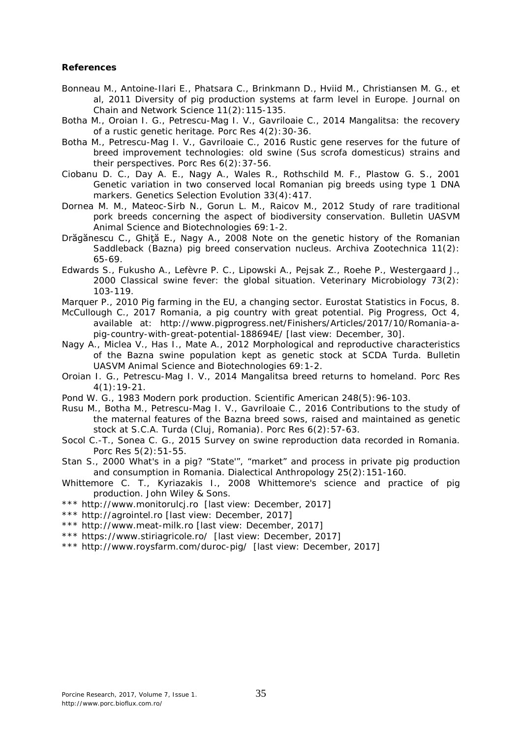**References**

Bonneau M., Antoine-Ilari E., Phatsara C., Brinkmann D., Hviid M., Christiansen M. G., et al, 2011 Diversity of pig production systems at farm level in Europe. Journal on Chain and Network Science 11(2):115-135.

Botha M., Oroian I. G., Petrescu-Mag I. V., Gavriloaie C., 2014 Mangalitsa: the recovery of a rustic genetic heritage. Porc Res 4(2):30-36.

Botha M., Petrescu-Mag I. V., Gavriloaie C., 2016 Rustic gene reserves for the future of breed improvement technologies: old swine (Sus scrofa domesticus) strains and their perspectives. Porc Res 6(2):37-56.

Ciobanu D. C., Day A. E., Nagy A., Wales R., Rothschild M. F., Plastow G. S., 2001 Genetic variation in two conserved local Romanian pig breeds using type 1 DNA markers. Genetics Selection Evolution 33(4):417.

Dornea M. M., Mateoc-Sirb N., Gorun L. M., Raicov M., 2012 Study of rare traditional pork breeds concerning the aspect of biodiversity conservation. Bulletin UASVM Animal Science and Biotechnologies 69:1-2.

Drăgănescu C., Ghiţă E., Nagy A., 2008 Note on the genetic history of the Romanian Saddleback (Bazna) pig breed conservation nucleus. Archiva Zootechnica 11(2): 65-69.

Edwards S., Fukusho A., Lefèvre P. C., Lipowski A., Pejsak Z., Roehe P., Westergaard J., 2000 Classical swine fever: the global situation. Veterinary Microbiology 73(2): 103-119.

Marquer P., 2010 Pig farming in the EU, a changing sector. Eurostat Statistics in Focus, 8.

McCullough C., 2017 Romania, a pig country with great potential. Pig Progress, Oct 4, available at: http://www.pigprogress.net/Finishers/Articles/2017/10/Romania-a-pig-country-with-great-potential-188694E/ [last view: December, 30].

Nagy A., Miclea V., Has I., Mate A., 2012 Morphological and reproductive characteristics of the Bazna swine population kept as genetic stock at SCDA Turda. Bulletin UASVM Animal Science and Biotechnologies 69:1-2.

Oroian I. G., Petrescu-Mag I. V., 2014 Mangalitsa breed returns to homeland. Porc Res 4(1):19-21.

Pond W. G., 1983 Modern pork production. Scientific American 248(5):96-103.

Rusu M., Botha M., Petrescu-Mag I. V., Gavriloaie C., 2016 Contributions to the study of the maternal features of the Bazna breed sows, raised and maintained as genetic stock at S.C.A. Turda (Cluj, Romania). Porc Res 6(2):57-63.

Socol C.-T., Sonea C. G., 2015 Survey on swine reproduction data recorded in Romania. Porc Res 5(2):51-55.

Stan S., 2000 What's in a pig? "State'", "market" and process in private pig production and consumption in Romania. Dialectical Anthropology 25(2):151-160.

Whittemore C. T., Kyriazakis I., 2008 Whittemore's science and practice of pig production. John Wiley & Sons.

*** http://www.monitorulcj.ro [last view: December, 2017]

*** http://agrointel.ro [last view: December, 2017]

*** http://www.meat-milk.ro [last view: December, 2017]

*** https://www.stiriagricole.ro/ [last view: December, 2017]

*** http://www.roysfarm.com/duroc-pig/ [last view: December, 2017]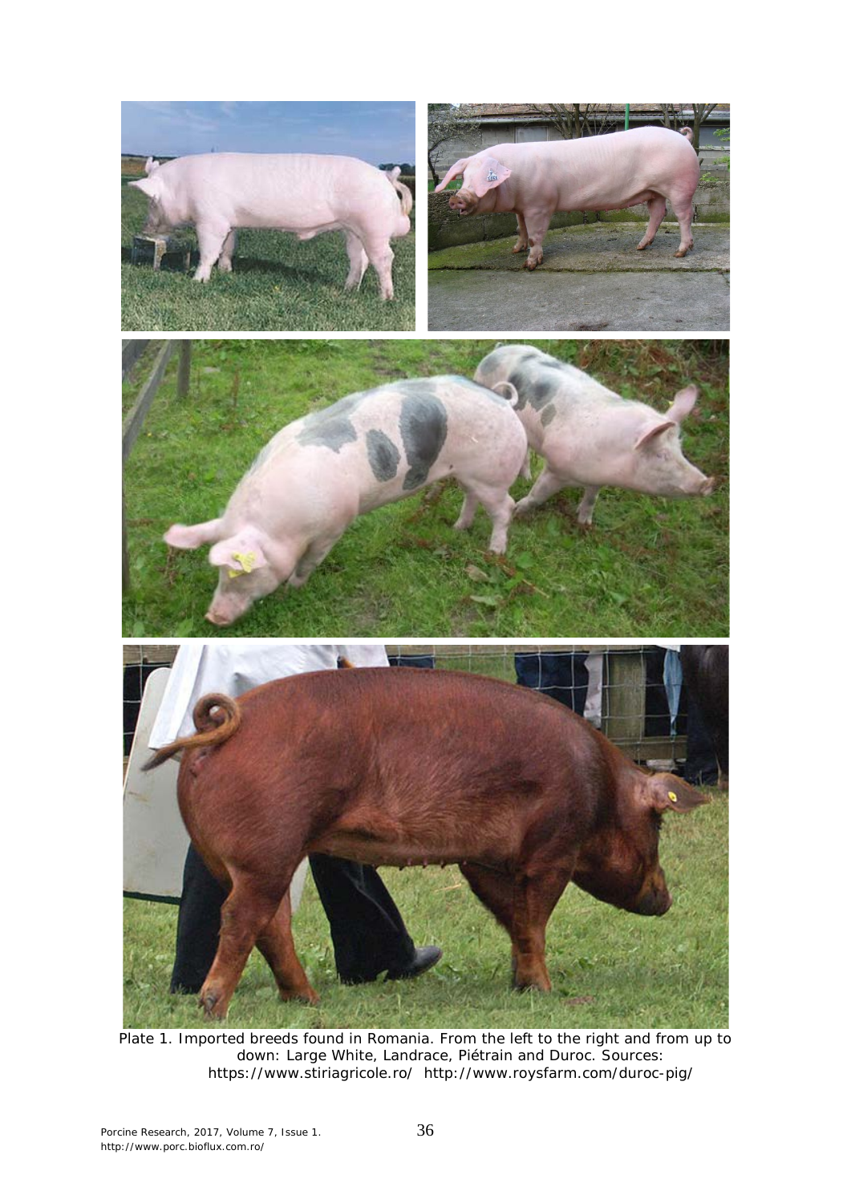Plate 1. Imported breeds found in Romania. From the left to the right and from up to down: Large White, Landrace, Piétrain and Duroc. Sources: https://www.stiriagricole.ro/ http://www.roysfarm.com/duroc-pig/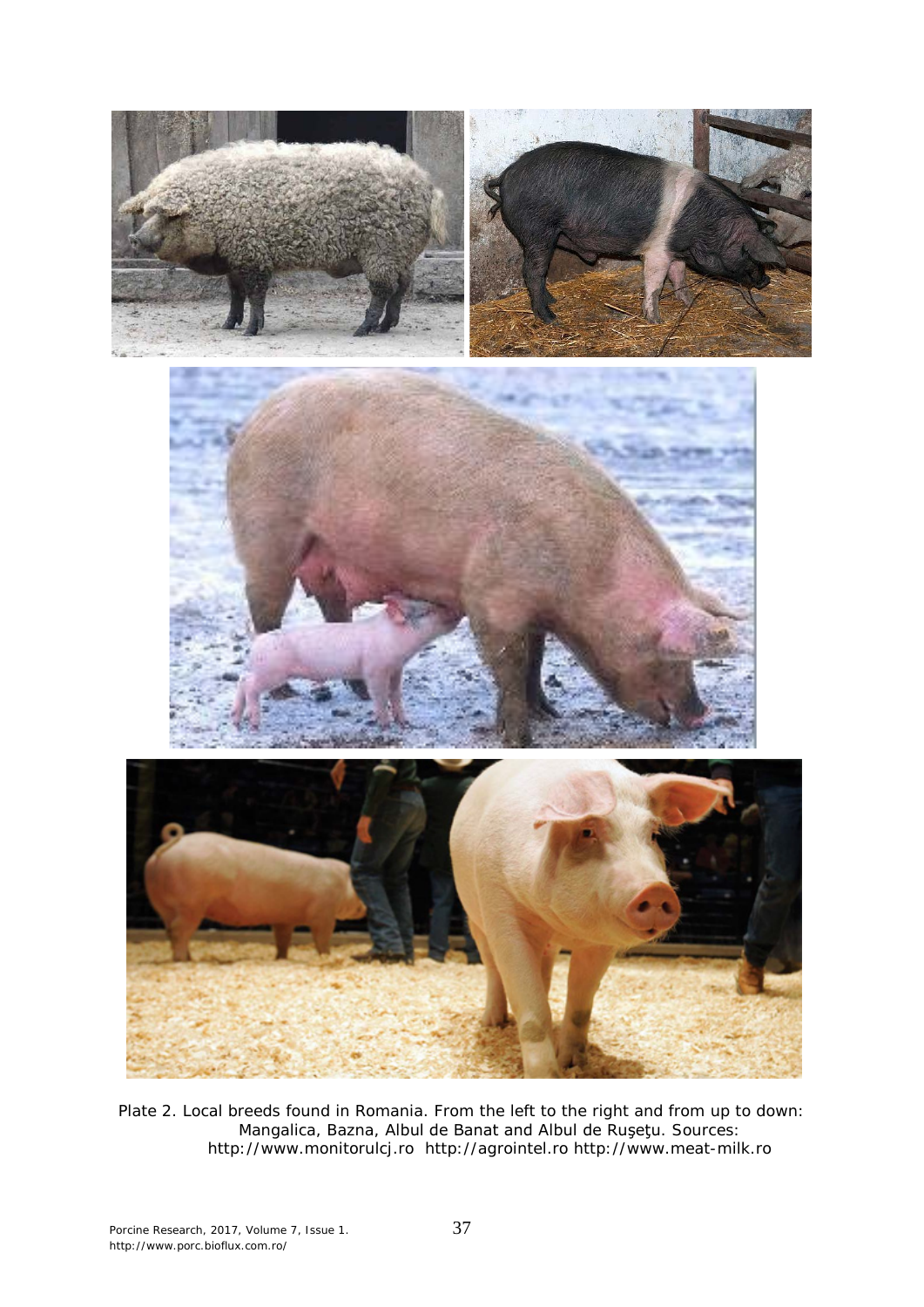Plate 2. Local breeds found in Romania. From the left to the right and from up to down: Mangalica, Bazna, Albul de Banat and Albul de Ruşeţu. Sources: http://www.monitorulcj.ro http://agrointel.ro http://www.meat-milk.ro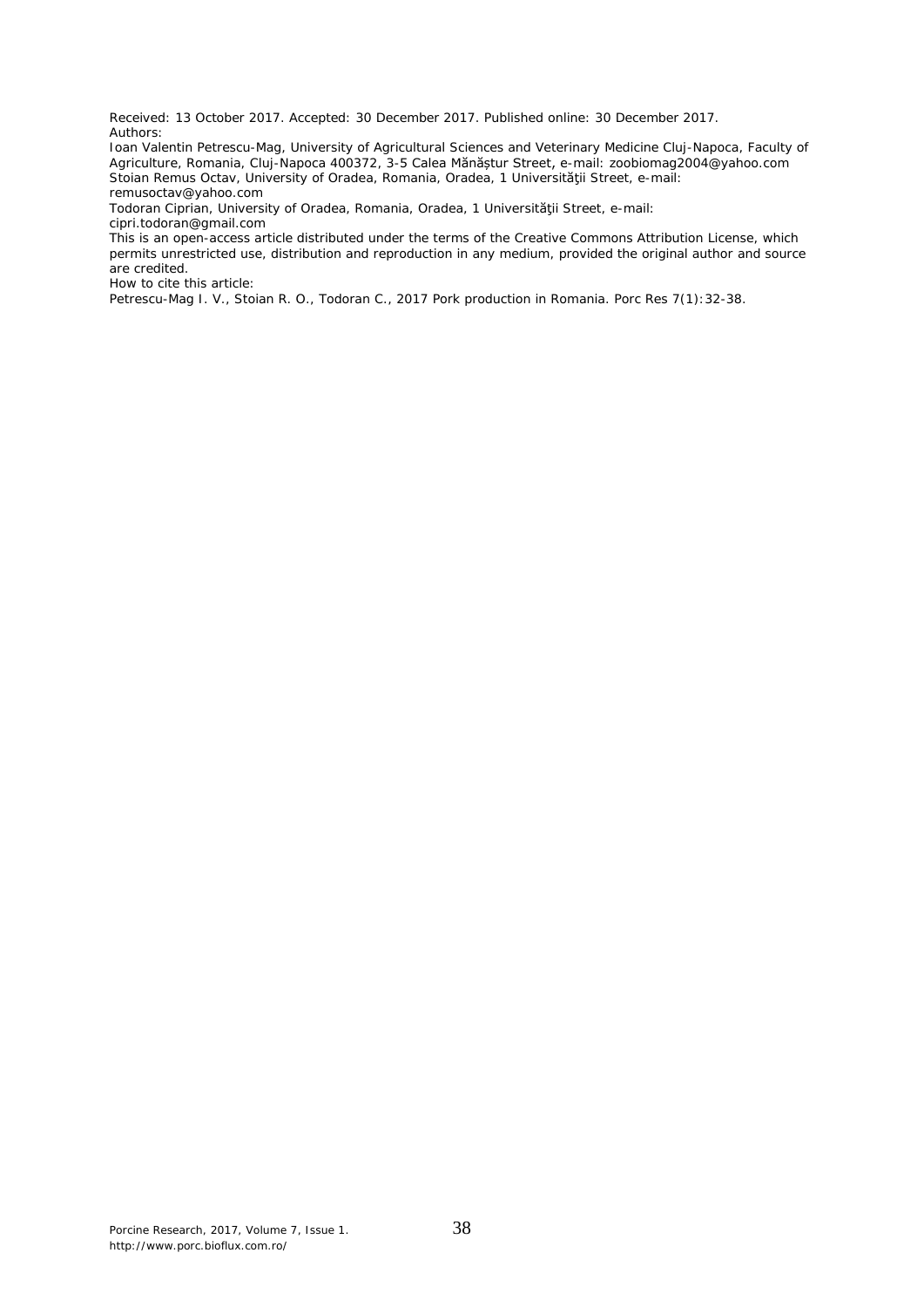Received: 13 October 2017. Accepted: 30 December 2017. Published online: 30 December 2017.
Authors:
Ioan Valentin Petrescu-Mag, University of Agricultural Sciences and Veterinary Medicine Cluj-Napoca, Faculty of Agriculture, Romania, Cluj-Napoca 400372, 3-5 Calea Mănăștur Street, e-mail: zoobiomag2004@yahoo.com
Stoian Remus Octav, University of Oradea, Romania, Oradea, 1 Universităţii Street, e-mail: remusoctav@yahoo.com
Todoran Ciprian, University of Oradea, Romania, Oradea, 1 Universităţii Street, e-mail: cipri.todoran@gmail.com
This is an open-access article distributed under the terms of the Creative Commons Attribution License, which permits unrestricted use, distribution and reproduction in any medium, provided the original author and source are credited.
How to cite this article:
Petrescu-Mag I. V., Stoian R. O., Todoran C., 2017 Pork production in Romania. Porc Res 7(1):32-38.